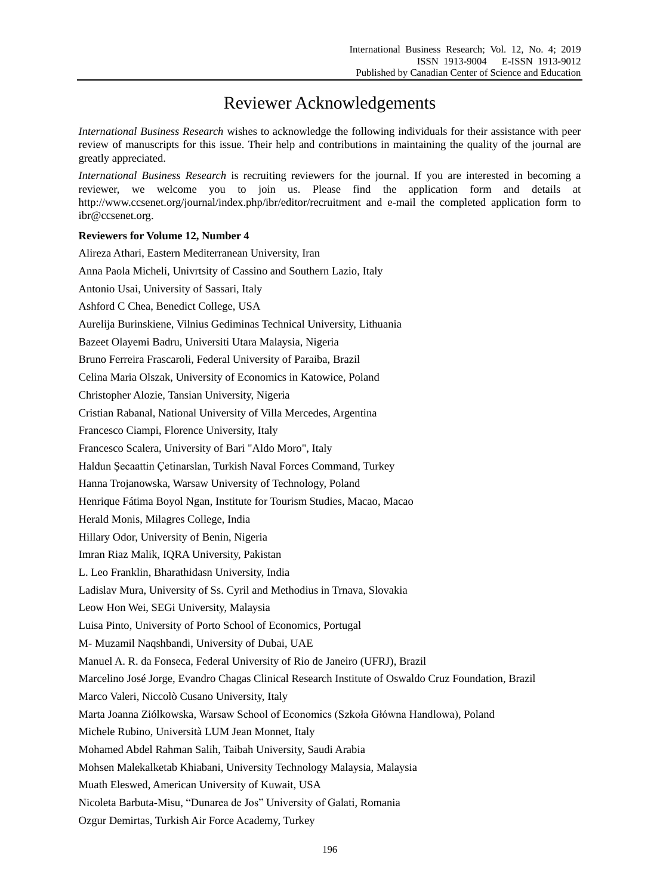# Reviewer Acknowledgements

*International Business Research* wishes to acknowledge the following individuals for their assistance with peer review of manuscripts for this issue. Their help and contributions in maintaining the quality of the journal are greatly appreciated.

*International Business Research* is recruiting reviewers for the journal. If you are interested in becoming a reviewer, we welcome you to join us. Please find the application form and details at http://www.ccsenet.org/journal/index.php/ibr/editor/recruitment and e-mail the completed application form to ibr@ccsenet.org.

**Reviewers for Volume 12, Number 4**

Alireza Athari, Eastern Mediterranean University, Iran

Anna Paola Micheli, Univrtsity of Cassino and Southern Lazio, Italy

Antonio Usai, University of Sassari, Italy

Ashford C Chea, Benedict College, USA

Aurelija Burinskiene, Vilnius Gediminas Technical University, Lithuania

Bazeet Olayemi Badru, Universiti Utara Malaysia, Nigeria

Bruno Ferreira Frascaroli, Federal University of Paraiba, Brazil

Celina Maria Olszak, University of Economics in Katowice, Poland

Christopher Alozie, Tansian University, Nigeria

Cristian Rabanal, National University of Villa Mercedes, Argentina

Francesco Ciampi, Florence University, Italy

Francesco Scalera, University of Bari "Aldo Moro", Italy

Haldun Şecaattin Çetinarslan, Turkish Naval Forces Command, Turkey

Hanna Trojanowska, Warsaw University of Technology, Poland

Henrique Fátima Boyol Ngan, Institute for Tourism Studies, Macao, Macao

Herald Monis, Milagres College, India

Hillary Odor, University of Benin, Nigeria

Imran Riaz Malik, IQRA University, Pakistan

L. Leo Franklin, Bharathidasn University, India

Ladislav Mura, University of Ss. Cyril and Methodius in Trnava, Slovakia

Leow Hon Wei, SEGi University, Malaysia

Luisa Pinto, University of Porto School of Economics, Portugal

M- Muzamil Naqshbandi, University of Dubai, UAE

Manuel A. R. da Fonseca, Federal University of Rio de Janeiro (UFRJ), Brazil

Marcelino José Jorge, Evandro Chagas Clinical Research Institute of Oswaldo Cruz Foundation, Brazil

Marco Valeri, Niccolò Cusano University, Italy

Marta Joanna Ziólkowska, Warsaw School of Economics (Szkoła Główna Handlowa), Poland

Michele Rubino, Università LUM Jean Monnet, Italy

Mohamed Abdel Rahman Salih, Taibah University, Saudi Arabia

Mohsen Malekalketab Khiabani, University Technology Malaysia, Malaysia

Muath Eleswed, American University of Kuwait, USA

Nicoleta Barbuta-Misu, "Dunarea de Jos" University of Galati, Romania

Ozgur Demirtas, Turkish Air Force Academy, Turkey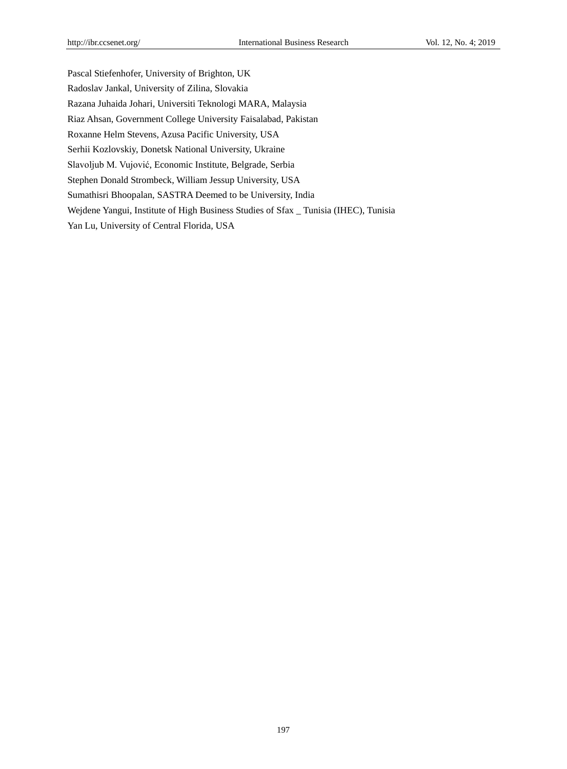Pascal Stiefenhofer, University of Brighton, UK

Radoslav Jankal, University of Zilina, Slovakia

Razana Juhaida Johari, Universiti Teknologi MARA, Malaysia

Riaz Ahsan, Government College University Faisalabad, Pakistan

Roxanne Helm Stevens, Azusa Pacific University, USA

Serhii Kozlovskiy, Donetsk National University, Ukraine

Slavoljub M. Vujović, Economic Institute, Belgrade, Serbia

Stephen Donald Strombeck, William Jessup University, USA

Sumathisri Bhoopalan, SASTRA Deemed to be University, India

Wejdene Yangui, Institute of High Business Studies of Sfax _ Tunisia (IHEC), Tunisia

Yan Lu, University of Central Florida, USA